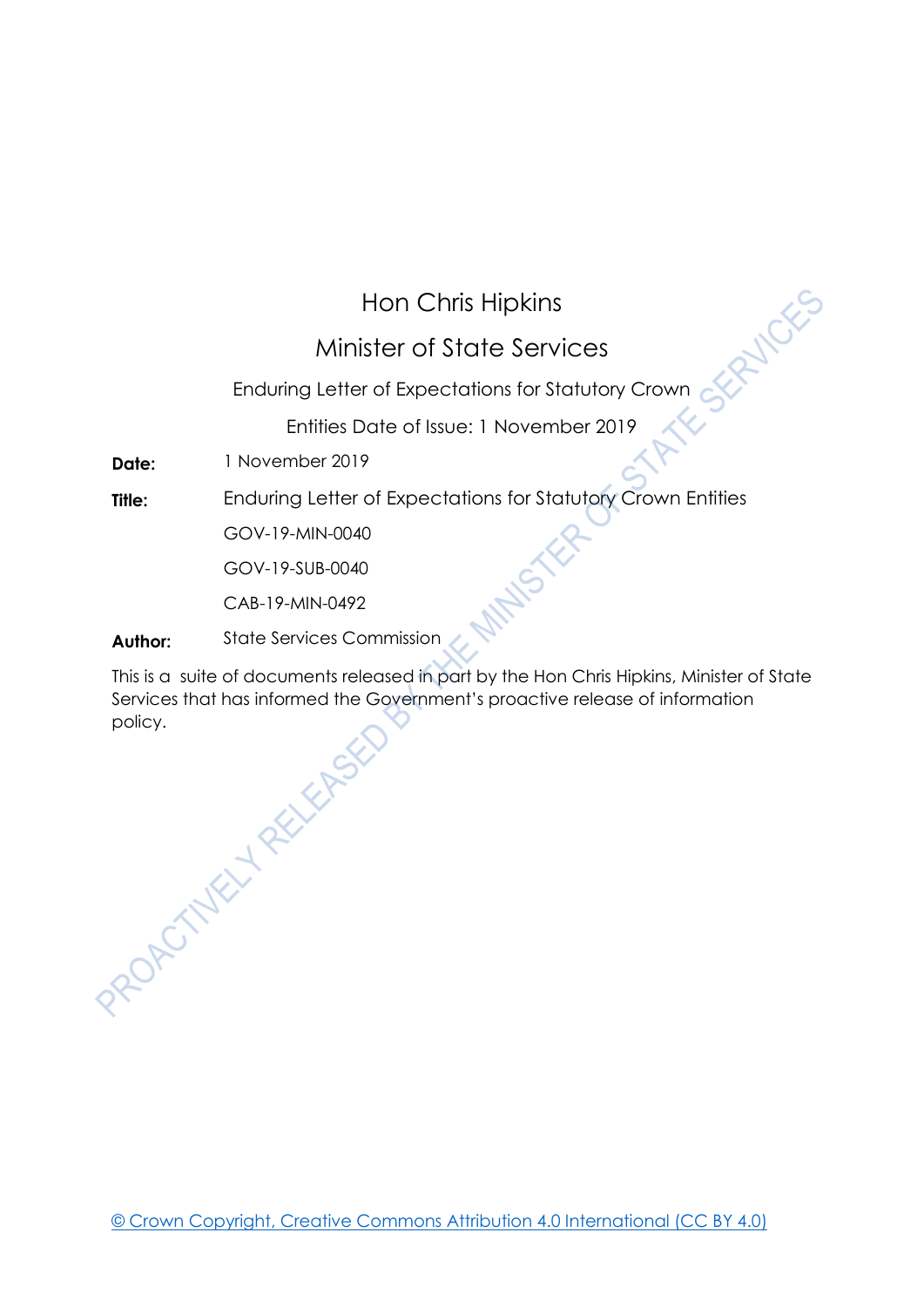# Hon Chris Hipkins

## Minister of State Services

Enduring Letter of Expectations for Statutory Crown Entities Date of Issue: 1 November 2019

**Date:** 1 November 2019

**Title:** Enduring Letter of Expectations for Statutory Crown Entities

GOV-19-MIN-0040

GOV-19-SUB-0040

CAB-19-MIN-0492

**Author:** State Services Commission

This is a suite of documents released in part by the Hon Chris Hipkins, Minister of State Services that has informed the Government's proactive release of information policy.

PROACTIVELY RELEASED BY THE MINISTER OF STATE SERVICES

© Crown Copyright, Creative Commons Attribution 4.0 International (CC BY 4.0)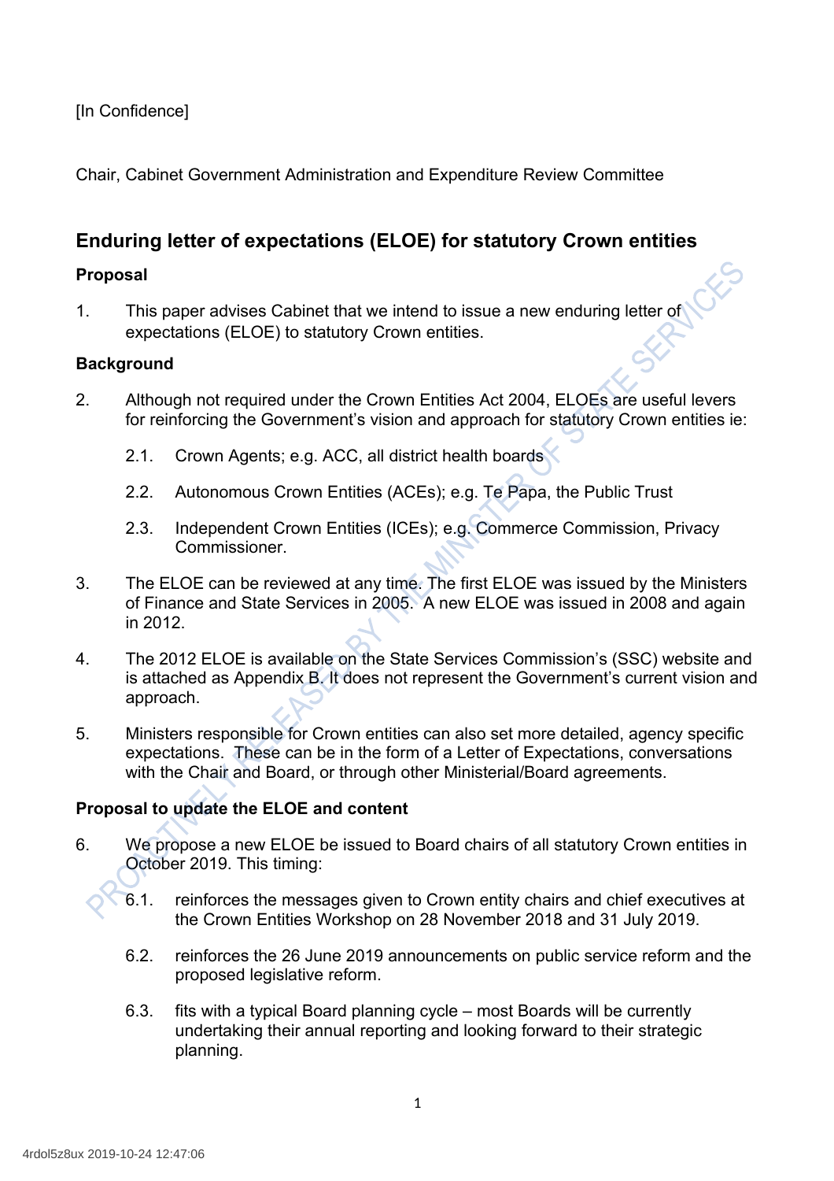[In Confidence]

Chair, Cabinet Government Administration and Expenditure Review Committee

## Enduring letter of expectations (ELOE) for statutory Crown entities

### Proposal

1. This paper advises Cabinet that we intend to issue a new enduring letter of expectations (ELOE) to statutory Crown entities.

### Background

2. Although not required under the Crown Entities Act 2004, ELOEs are useful levers for reinforcing the Government's vision and approach for statutory Crown entities ie:

   2.1. Crown Agents; e.g. ACC, all district health boards

   2.2. Autonomous Crown Entities (ACEs); e.g. Te Papa, the Public Trust

   2.3. Independent Crown Entities (ICEs); e.g. Commerce Commission, Privacy Commissioner.

3. The ELOE can be reviewed at any time. The first ELOE was issued by the Ministers of Finance and State Services in 2005. A new ELOE was issued in 2008 and again in 2012.

4. The 2012 ELOE is available on the State Services Commission's (SSC) website and is attached as Appendix B. It does not represent the Government's current vision and approach.

5. Ministers responsible for Crown entities can also set more detailed, agency specific expectations. These can be in the form of a Letter of Expectations, conversations with the Chair and Board, or through other Ministerial/Board agreements.

### Proposal to update the ELOE and content

6. We propose a new ELOE be issued to Board chairs of all statutory Crown entities in October 2019. This timing:

   6.1. reinforces the messages given to Crown entity chairs and chief executives at the Crown Entities Workshop on 28 November 2018 and 31 July 2019.

   6.2. reinforces the 26 June 2019 announcements on public service reform and the proposed legislative reform.

   6.3. fits with a typical Board planning cycle – most Boards will be currently undertaking their annual reporting and looking forward to their strategic planning.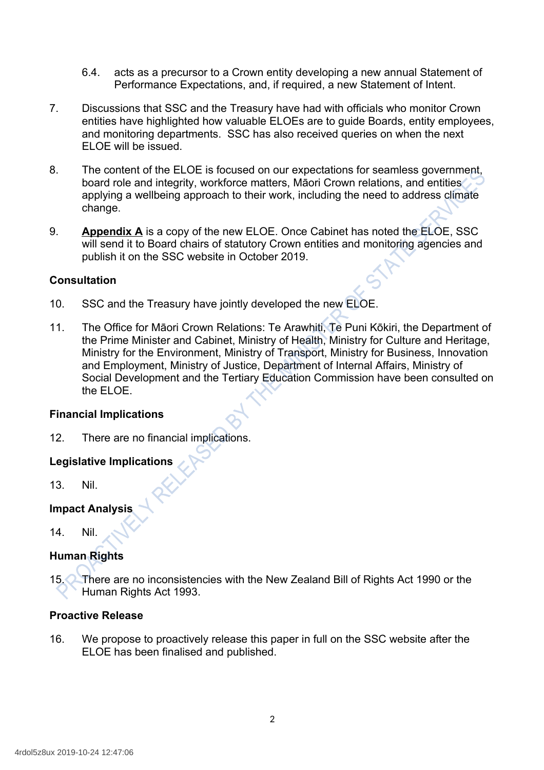6.4. acts as a precursor to a Crown entity developing a new annual Statement of Performance Expectations, and, if required, a new Statement of Intent.

7. Discussions that SSC and the Treasury have had with officials who monitor Crown entities have highlighted how valuable ELOEs are to guide Boards, entity employees, and monitoring departments. SSC has also received queries on when the next ELOE will be issued.

8. The content of the ELOE is focused on our expectations for seamless government, board role and integrity, workforce matters, Māori Crown relations, and entities applying a wellbeing approach to their work, including the need to address climate change.

9. **Appendix A** is a copy of the new ELOE. Once Cabinet has noted the ELOE, SSC will send it to Board chairs of statutory Crown entities and monitoring agencies and publish it on the SSC website in October 2019.

## Consultation

10. SSC and the Treasury have jointly developed the new ELOE.

11. The Office for Māori Crown Relations: Te Arawhiti, Te Puni Kōkiri, the Department of the Prime Minister and Cabinet, Ministry of Health, Ministry for Culture and Heritage, Ministry for the Environment, Ministry of Transport, Ministry for Business, Innovation and Employment, Ministry of Justice, Department of Internal Affairs, Ministry of Social Development and the Tertiary Education Commission have been consulted on the ELOE.

## Financial Implications

12. There are no financial implications.

## Legislative Implications

13. Nil.

## Impact Analysis

14. Nil.

## Human Rights

15. There are no inconsistencies with the New Zealand Bill of Rights Act 1990 or the Human Rights Act 1993.

## Proactive Release

16. We propose to proactively release this paper in full on the SSC website after the ELOE has been finalised and published.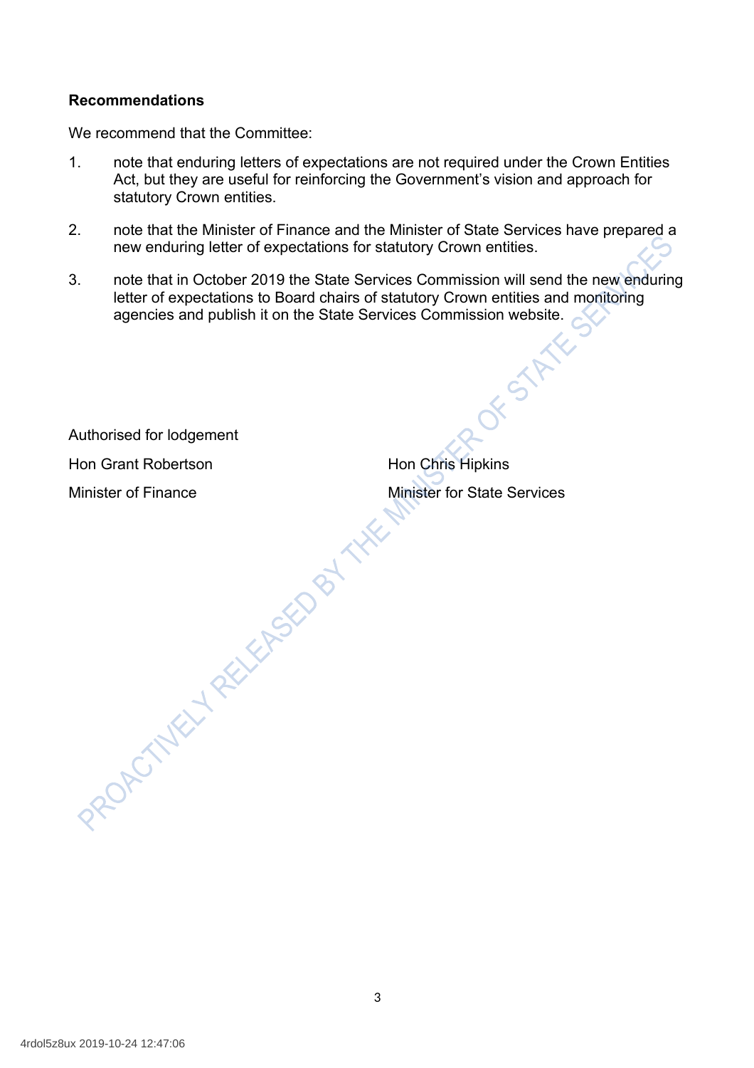**Recommendations**

We recommend that the Committee:

1. note that enduring letters of expectations are not required under the Crown Entities Act, but they are useful for reinforcing the Government's vision and approach for statutory Crown entities.

2. note that the Minister of Finance and the Minister of State Services have prepared a new enduring letter of expectations for statutory Crown entities.

3. note that in October 2019 the State Services Commission will send the new enduring letter of expectations to Board chairs of statutory Crown entities and monitoring agencies and publish it on the State Services Commission website.

Authorised for lodgement

| | |
|---|---|
| Hon Grant Robertson | Hon Chris Hipkins |
| Minister of Finance | Minister for State Services |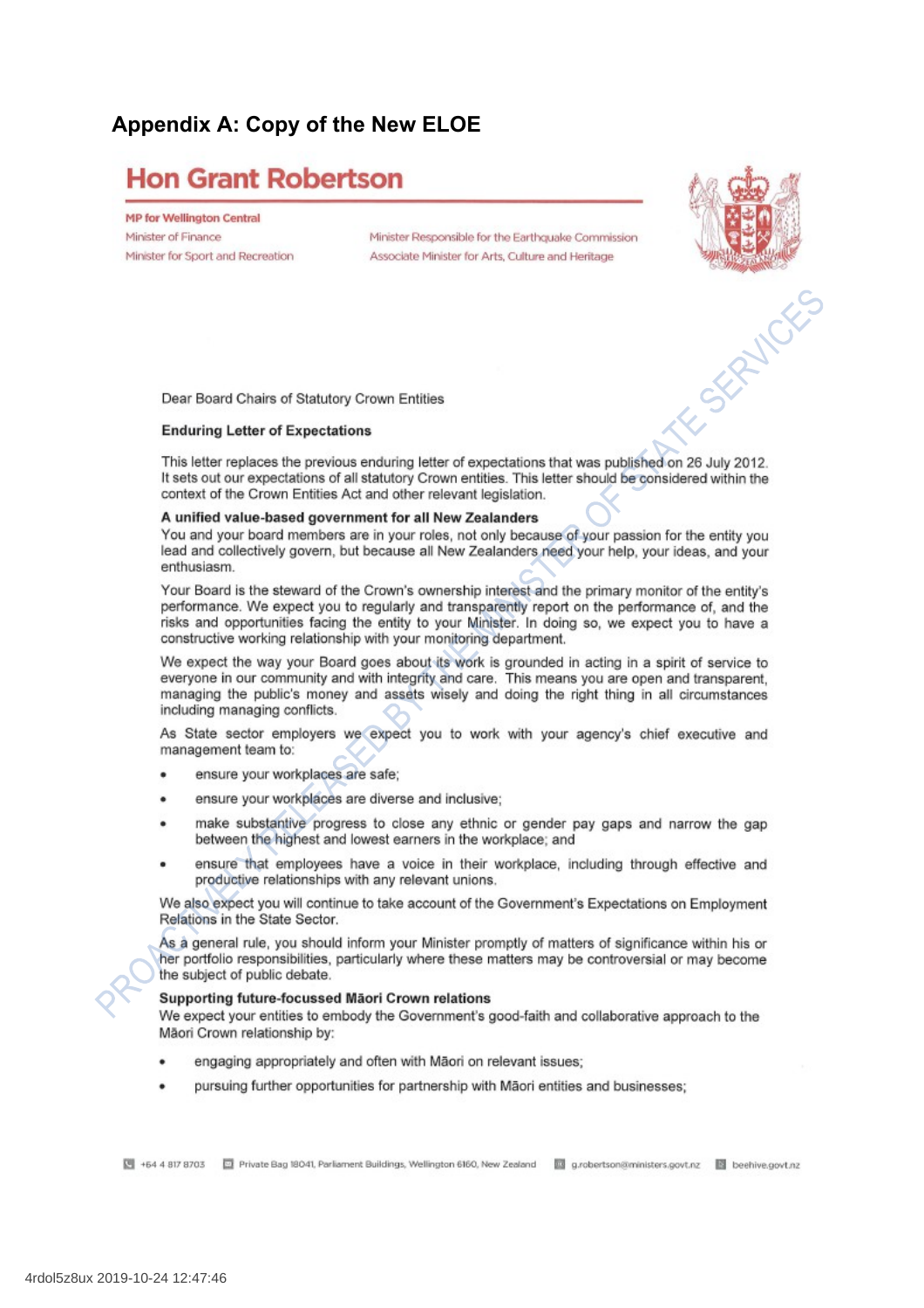# Appendix A: Copy of the New ELOE

## Hon Grant Robertson

**MP for Wellington Central**
Minister of Finance
Minister for Sport and Recreation

Minister Responsible for the Earthquake Commission
Associate Minister for Arts, Culture and Heritage

Dear Board Chairs of Statutory Crown Entities

**Enduring Letter of Expectations**

This letter replaces the previous enduring letter of expectations that was published on 26 July 2012. It sets out our expectations of all statutory Crown entities. This letter should be considered within the context of the Crown Entities Act and other relevant legislation.

**A unified value-based government for all New Zealanders**

You and your board members are in your roles, not only because of your passion for the entity you lead and collectively govern, but because all New Zealanders need your help, your ideas, and your enthusiasm.

Your Board is the steward of the Crown's ownership interest and the primary monitor of the entity's performance. We expect you to regularly and transparently report on the performance of, and the risks and opportunities facing the entity to your Minister. In doing so, we expect you to have a constructive working relationship with your monitoring department.

We expect the way your Board goes about its work is grounded in acting in a spirit of service to everyone in our community and with integrity and care. This means you are open and transparent, managing the public's money and assets wisely and doing the right thing in all circumstances including managing conflicts.

As State sector employers we expect you to work with your agency's chief executive and management team to:

- ensure your workplaces are safe;
- ensure your workplaces are diverse and inclusive;
- make substantive progress to close any ethnic or gender pay gaps and narrow the gap between the highest and lowest earners in the workplace; and
- ensure that employees have a voice in their workplace, including through effective and productive relationships with any relevant unions.

We also expect you will continue to take account of the Government's Expectations on Employment Relations in the State Sector.

As a general rule, you should inform your Minister promptly of matters of significance within his or her portfolio responsibilities, particularly where these matters may be controversial or may become the subject of public debate.

**Supporting future-focussed Māori Crown relations**

We expect your entities to embody the Government's good-faith and collaborative approach to the Māori Crown relationship by:

- engaging appropriately and often with Māori on relevant issues;
- pursuing further opportunities for partnership with Māori entities and businesses;

+64 4 817 8703 Private Bag 18041, Parliament Buildings, Wellington 6160, New Zealand g.robertson@ministers.govt.nz beehive.govt.nz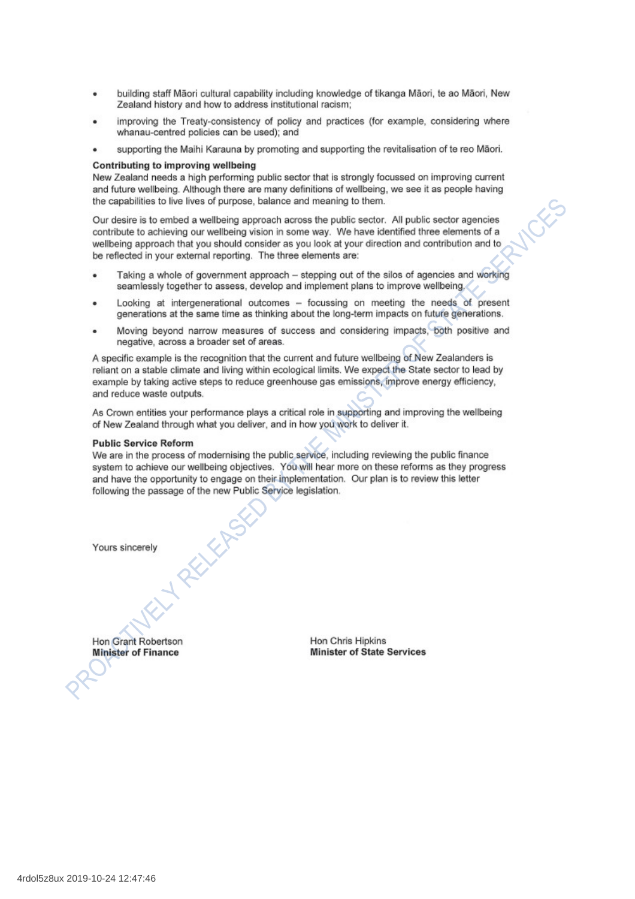- building staff Māori cultural capability including knowledge of tikanga Māori, te ao Māori, New Zealand history and how to address institutional racism;
- improving the Treaty-consistency of policy and practices (for example, considering where whanau-centred policies can be used); and
- supporting the Maihi Karauna by promoting and supporting the revitalisation of te reo Māori.

**Contributing to improving wellbeing**

New Zealand needs a high performing public sector that is strongly focussed on improving current and future wellbeing. Although there are many definitions of wellbeing, we see it as people having the capabilities to live lives of purpose, balance and meaning to them.

Our desire is to embed a wellbeing approach across the public sector. All public sector agencies contribute to achieving our wellbeing vision in some way. We have identified three elements of a wellbeing approach that you should consider as you look at your direction and contribution and to be reflected in your external reporting. The three elements are:

- Taking a whole of government approach – stepping out of the silos of agencies and working seamlessly together to assess, develop and implement plans to improve wellbeing.
- Looking at intergenerational outcomes – focussing on meeting the needs of present generations at the same time as thinking about the long-term impacts on future generations.
- Moving beyond narrow measures of success and considering impacts, both positive and negative, across a broader set of areas.

A specific example is the recognition that the current and future wellbeing of New Zealanders is reliant on a stable climate and living within ecological limits. We expect the State sector to lead by example by taking active steps to reduce greenhouse gas emissions, improve energy efficiency, and reduce waste outputs.

As Crown entities your performance plays a critical role in supporting and improving the wellbeing of New Zealand through what you deliver, and in how you work to deliver it.

**Public Service Reform**

We are in the process of modernising the public service, including reviewing the public finance system to achieve our wellbeing objectives. You will hear more on these reforms as they progress and have the opportunity to engage on their implementation. Our plan is to review this letter following the passage of the new Public Service legislation.

Yours sincerely

Hon Grant Robertson
**Minister of Finance**

Hon Chris Hipkins
**Minister of State Services**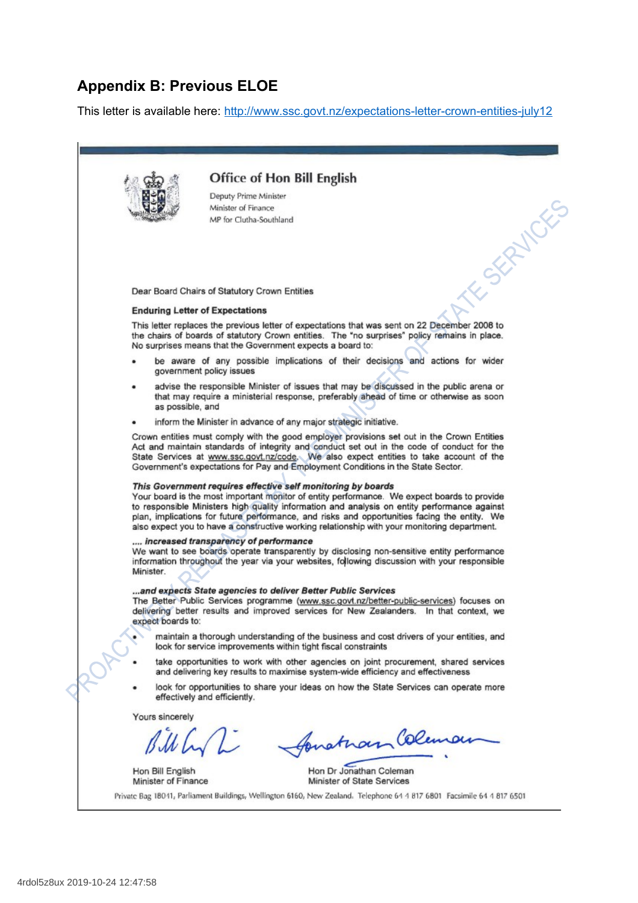## Appendix B: Previous ELOE

This letter is available here: [http://www.ssc.govt.nz/expectations-letter-crown-entities-july12](http://www.ssc.govt.nz/expectations-letter-crown-entities-july12)

**Office of Hon Bill English**

Deputy Prime Minister
Minister of Finance
MP for Clutha-Southland

Dear Board Chairs of Statutory Crown Entities

**Enduring Letter of Expectations**

This letter replaces the previous letter of expectations that was sent on 22 December 2008 to the chairs of boards of statutory Crown entities. The "no surprises" policy remains in place. No surprises means that the Government expects a board to:

- be aware of any possible implications of their decisions and actions for wider government policy issues
- advise the responsible Minister of issues that may be discussed in the public arena or that may require a ministerial response, preferably ahead of time or otherwise as soon as possible, and
- inform the Minister in advance of any major strategic initiative.

Crown entities must comply with the good employer provisions set out in the Crown Entities Act and maintain standards of integrity and conduct set out in the code of conduct for the State Services at www.ssc.govt.nz/code. We also expect entities to take account of the Government's expectations for Pay and Employment Conditions in the State Sector.

***This Government requires effective self monitoring by boards***
Your board is the most important monitor of entity performance. We expect boards to provide to responsible Ministers high quality information and analysis on entity performance against plan, implications for future performance, and risks and opportunities facing the entity. We also expect you to have a constructive working relationship with your monitoring department.

***.... increased transparency of performance***
We want to see boards operate transparently by disclosing non-sensitive entity performance information throughout the year via your websites, following discussion with your responsible Minister.

***...and expects State agencies to deliver Better Public Services***
The Better Public Services programme (www.ssc.govt.nz/better-public-services) focuses on delivering better results and improved services for New Zealanders. In that context, we expect boards to:

- maintain a thorough understanding of the business and cost drivers of your entities, and look for service improvements within tight fiscal constraints
- take opportunities to work with other agencies on joint procurement, shared services and delivering key results to maximise system-wide efficiency and effectiveness
- look for opportunities to share your ideas on how the State Services can operate more effectively and efficiently.

Yours sincerely

Hon Bill English
Minister of Finance

Hon Dr Jonathan Coleman
Minister of State Services

Private Bag 18041, Parliament Buildings, Wellington 6160, New Zealand. Telephone 64 4 817 6801 Facsimile 64 4 817 6501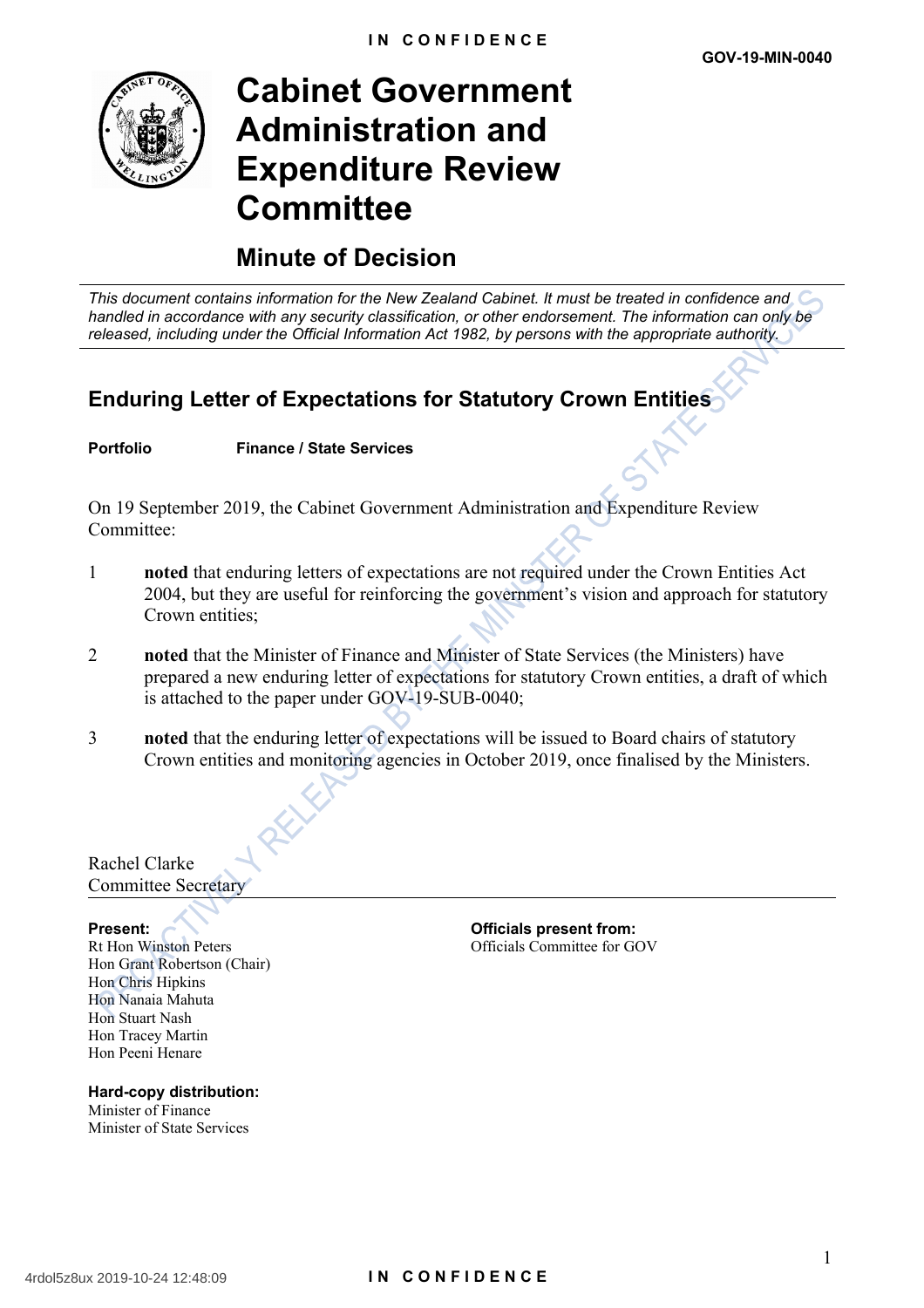GOV-19-MIN-0040

# Cabinet Government Administration and Expenditure Review Committee

## Minute of Decision

*This document contains information for the New Zealand Cabinet. It must be treated in confidence and handled in accordance with any security classification, or other endorsement. The information can only be released, including under the Official Information Act 1982, by persons with the appropriate authority.*

## Enduring Letter of Expectations for Statutory Crown Entities

**Portfolio** **Finance / State Services**

On 19 September 2019, the Cabinet Government Administration and Expenditure Review Committee:

1 **noted** that enduring letters of expectations are not required under the Crown Entities Act 2004, but they are useful for reinforcing the government's vision and approach for statutory Crown entities;

2 **noted** that the Minister of Finance and Minister of State Services (the Ministers) have prepared a new enduring letter of expectations for statutory Crown entities, a draft of which is attached to the paper under GOV-19-SUB-0040;

3 **noted** that the enduring letter of expectations will be issued to Board chairs of statutory Crown entities and monitoring agencies in October 2019, once finalised by the Ministers.

Rachel Clarke
Committee Secretary

**Present:**
Rt Hon Winston Peters
Hon Grant Robertson (Chair)
Hon Chris Hipkins
Hon Nanaia Mahuta
Hon Stuart Nash
Hon Tracey Martin
Hon Peeni Henare

**Officials present from:**
Officials Committee for GOV

**Hard-copy distribution:**
Minister of Finance
Minister of State Services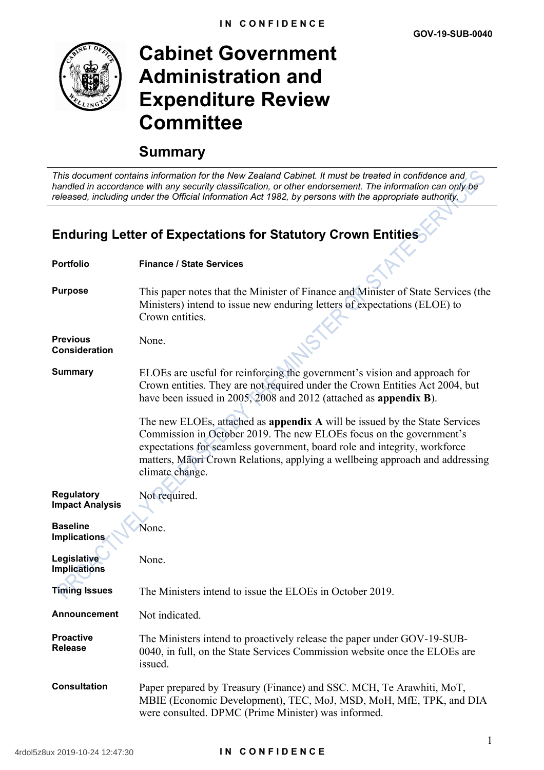**IN CONFIDENCE**

**GOV-19-SUB-0040**

# Cabinet Government Administration and Expenditure Review Committee

## Summary

*This document contains information for the New Zealand Cabinet. It must be treated in confidence and handled in accordance with any security classification, or other endorsement. The information can only be released, including under the Official Information Act 1982, by persons with the appropriate authority.*

## Enduring Letter of Expectations for Statutory Crown Entities

| | |
|---|---|
| **Portfolio** | **Finance / State Services** |
| **Purpose** | This paper notes that the Minister of Finance and Minister of State Services (the Ministers) intend to issue new enduring letters of expectations (ELOE) to Crown entities. |
| **Previous Consideration** | None. |
| **Summary** | ELOEs are useful for reinforcing the government's vision and approach for Crown entities. They are not required under the Crown Entities Act 2004, but have been issued in 2005, 2008 and 2012 (attached as **appendix B**).<br><br>The new ELOEs, attached as **appendix A** will be issued by the State Services Commission in October 2019. The new ELOEs focus on the government's expectations for seamless government, board role and integrity, workforce matters, Māori Crown Relations, applying a wellbeing approach and addressing climate change. |
| **Regulatory Impact Analysis** | Not required. |
| **Baseline Implications** | None. |
| **Legislative Implications** | None. |
| **Timing Issues** | The Ministers intend to issue the ELOEs in October 2019. |
| **Announcement** | Not indicated. |
| **Proactive Release** | The Ministers intend to proactively release the paper under GOV-19-SUB-0040, in full, on the State Services Commission website once the ELOEs are issued. |
| **Consultation** | Paper prepared by Treasury (Finance) and SSC. MCH, Te Arawhiti, MoT, MBIE (Economic Development), TEC, MoJ, MSD, MoH, MfE, TPK, and DIA were consulted. DPMC (Prime Minister) was informed. |

4rdol5z8ux 2019-10-24 12:47:30

**IN CONFIDENCE**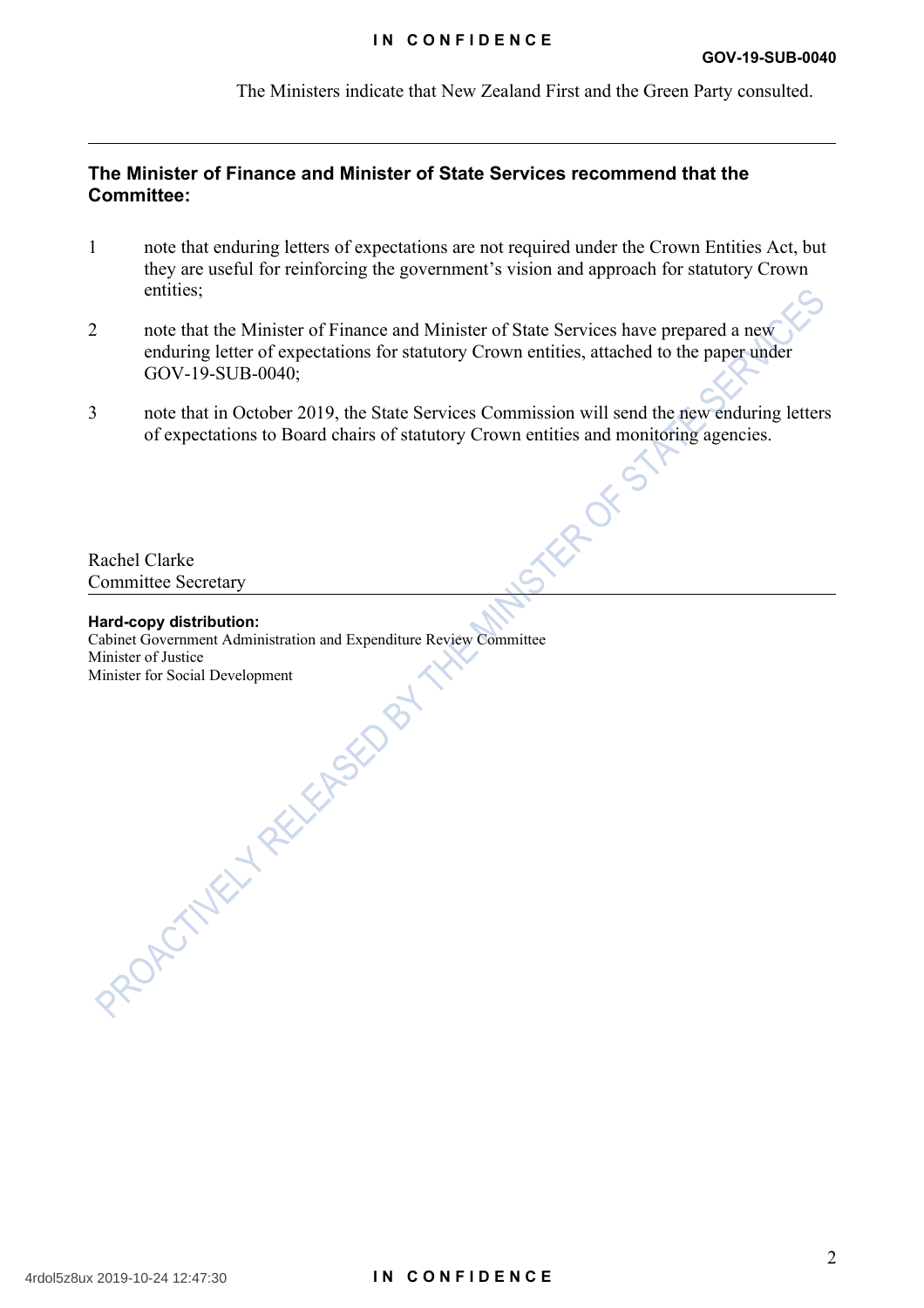The Ministers indicate that New Zealand First and the Green Party consulted.

---

**The Minister of Finance and Minister of State Services recommend that the Committee:**

1. note that enduring letters of expectations are not required under the Crown Entities Act, but they are useful for reinforcing the government's vision and approach for statutory Crown entities;

2. note that the Minister of Finance and Minister of State Services have prepared a new enduring letter of expectations for statutory Crown entities, attached to the paper under GOV-19-SUB-0040;

3. note that in October 2019, the State Services Commission will send the new enduring letters of expectations to Board chairs of statutory Crown entities and monitoring agencies.

Rachel Clarke
Committee Secretary

---

**Hard-copy distribution:**
Cabinet Government Administration and Expenditure Review Committee
Minister of Justice
Minister for Social Development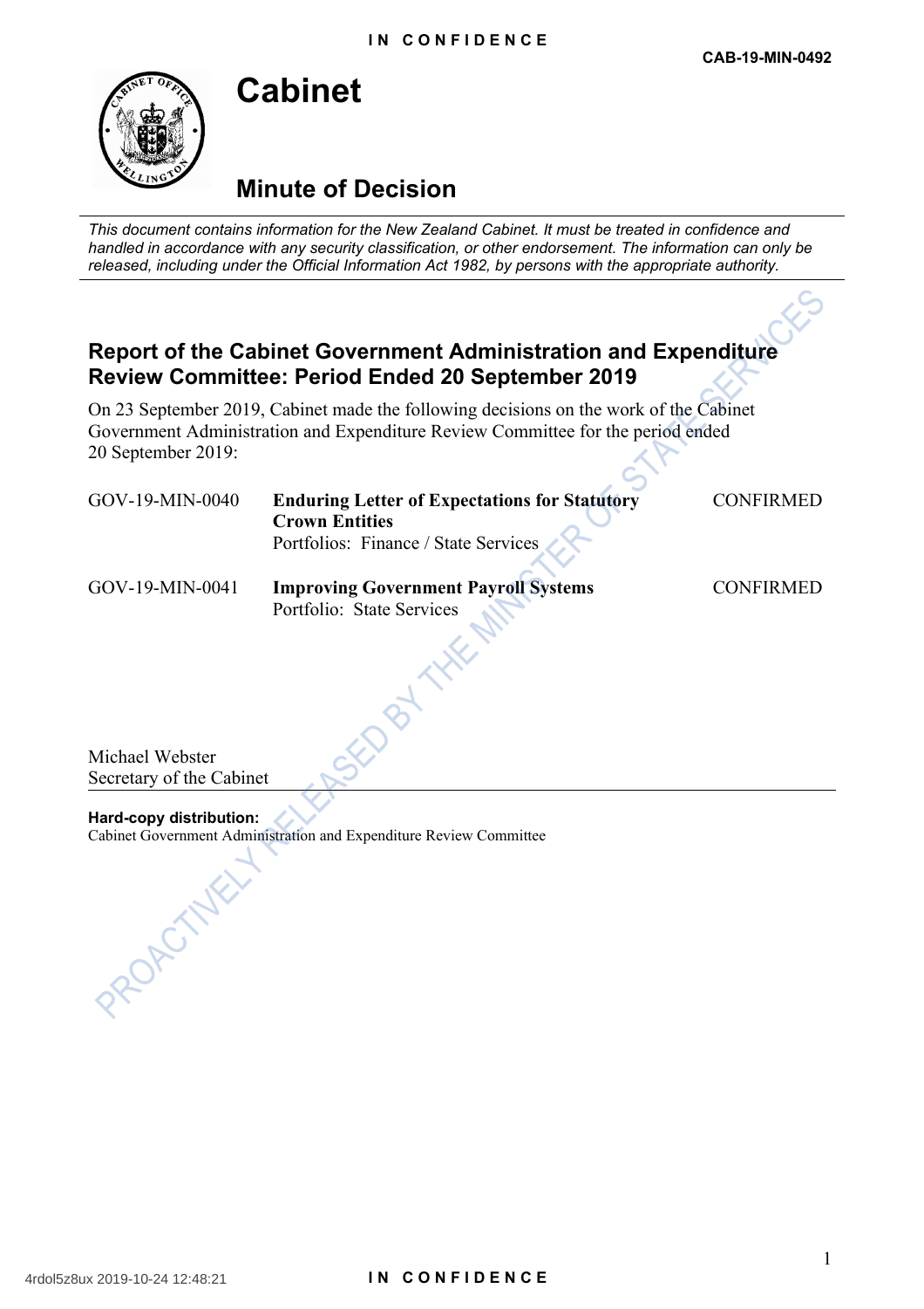IN CONFIDENCE

CAB-19-MIN-0492

# Cabinet

## Minute of Decision

*This document contains information for the New Zealand Cabinet. It must be treated in confidence and handled in accordance with any security classification, or other endorsement. The information can only be released, including under the Official Information Act 1982, by persons with the appropriate authority.*

PROACTIVELY RELEASED BY THE MINISTER OF STATE SERVICES

## Report of the Cabinet Government Administration and Expenditure Review Committee: Period Ended 20 September 2019

On 23 September 2019, Cabinet made the following decisions on the work of the Cabinet Government Administration and Expenditure Review Committee for the period ended 20 September 2019:

| | | |
|---|---|---|
| GOV-19-MIN-0040 | **Enduring Letter of Expectations for Statutory Crown Entities** Portfolios: Finance / State Services | CONFIRMED |
| GOV-19-MIN-0041 | **Improving Government Payroll Systems** Portfolio: State Services | CONFIRMED |

Michael Webster
Secretary of the Cabinet

**Hard-copy distribution:**
Cabinet Government Administration and Expenditure Review Committee

4rdol5z8ux 2019-10-24 12:48:21

IN CONFIDENCE